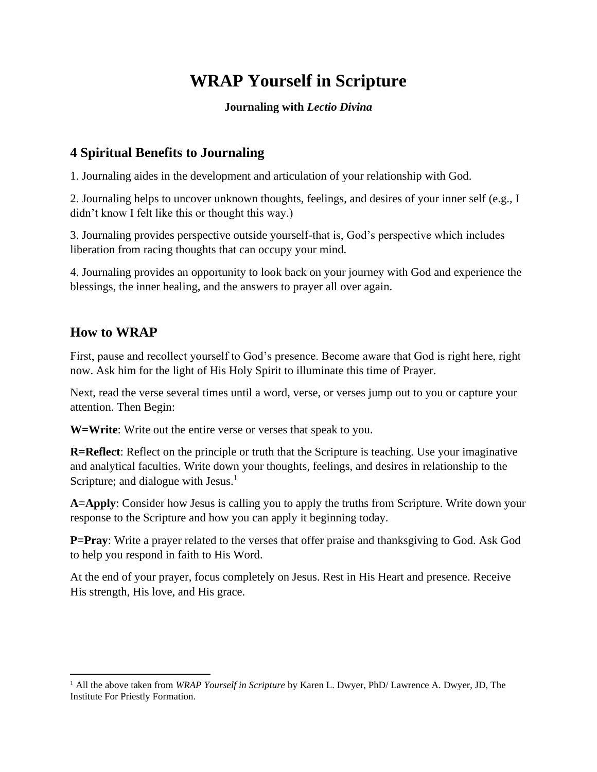# WRAP Yourself in Scripture

**Journaling with *Lectio Divina***

## 4 Spiritual Benefits to Journaling

1. Journaling aides in the development and articulation of your relationship with God.

2. Journaling helps to uncover unknown thoughts, feelings, and desires of your inner self (e.g., I didn't know I felt like this or thought this way.)

3. Journaling provides perspective outside yourself-that is, God's perspective which includes liberation from racing thoughts that can occupy your mind.

4. Journaling provides an opportunity to look back on your journey with God and experience the blessings, the inner healing, and the answers to prayer all over again.

## How to WRAP

First, pause and recollect yourself to God's presence. Become aware that God is right here, right now. Ask him for the light of His Holy Spirit to illuminate this time of Prayer.

Next, read the verse several times until a word, verse, or verses jump out to you or capture your attention. Then Begin:

**W=Write**: Write out the entire verse or verses that speak to you.

**R=Reflect**: Reflect on the principle or truth that the Scripture is teaching. Use your imaginative and analytical faculties. Write down your thoughts, feelings, and desires in relationship to the Scripture; and dialogue with Jesus.[1]

**A=Apply**: Consider how Jesus is calling you to apply the truths from Scripture. Write down your response to the Scripture and how you can apply it beginning today.

**P=Pray**: Write a prayer related to the verses that offer praise and thanksgiving to God. Ask God to help you respond in faith to His Word.

At the end of your prayer, focus completely on Jesus. Rest in His Heart and presence. Receive His strength, His love, and His grace.

---

[1] All the above taken from *WRAP Yourself in Scripture* by Karen L. Dwyer, PhD/ Lawrence A. Dwyer, JD, The Institute For Priestly Formation.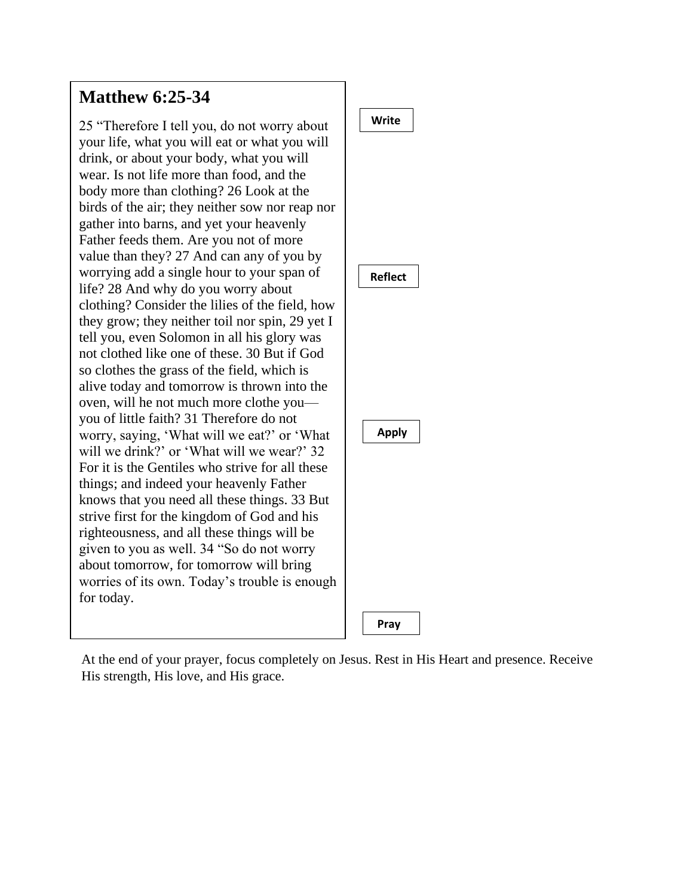## Matthew 6:25-34

25 “Therefore I tell you, do not worry about your life, what you will eat or what you will drink, or about your body, what you will wear. Is not life more than food, and the body more than clothing? 26 Look at the birds of the air; they neither sow nor reap nor gather into barns, and yet your heavenly Father feeds them. Are you not of more value than they? 27 And can any of you by worrying add a single hour to your span of life? 28 And why do you worry about clothing? Consider the lilies of the field, how they grow; they neither toil nor spin, 29 yet I tell you, even Solomon in all his glory was not clothed like one of these. 30 But if God so clothes the grass of the field, which is alive today and tomorrow is thrown into the oven, will he not much more clothe you—you of little faith? 31 Therefore do not worry, saying, ‘What will we eat?’ or ‘What will we drink?’ or ‘What will we wear?’ 32 For it is the Gentiles who strive for all these things; and indeed your heavenly Father knows that you need all these things. 33 But strive first for the kingdom of God and his righteousness, and all these things will be given to you as well. 34 “So do not worry about tomorrow, for tomorrow will bring worries of its own. Today’s trouble is enough for today.

**Write**

**Reflect**

**Apply**

**Pray**

At the end of your prayer, focus completely on Jesus. Rest in His Heart and presence. Receive His strength, His love, and His grace.